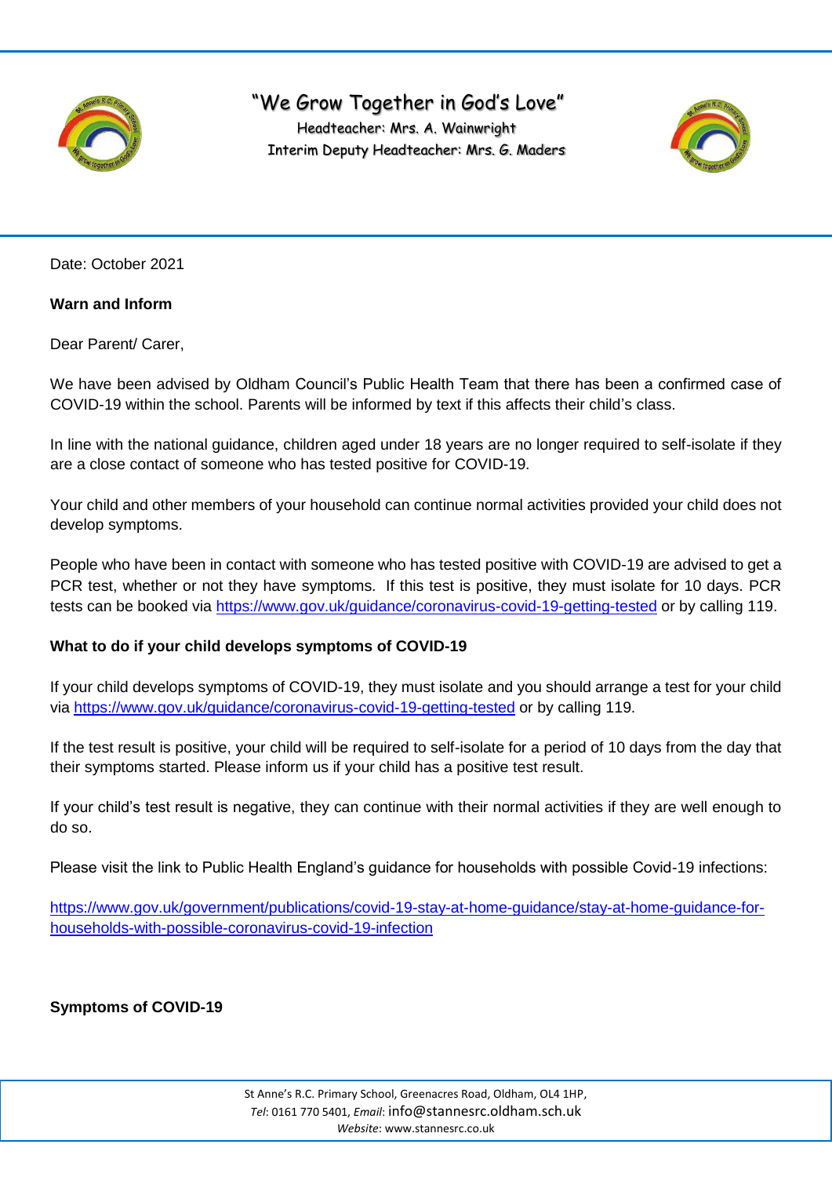"We Grow Together in God's Love"

Headteacher: Mrs. A. Wainwright
Interim Deputy Headteacher: Mrs. G. Maders

Date: October 2021

**Warn and Inform**

Dear Parent/ Carer,

We have been advised by Oldham Council's Public Health Team that there has been a confirmed case of COVID-19 within the school. Parents will be informed by text if this affects their child's class.

In line with the national guidance, children aged under 18 years are no longer required to self-isolate if they are a close contact of someone who has tested positive for COVID-19.

Your child and other members of your household can continue normal activities provided your child does not develop symptoms.

People who have been in contact with someone who has tested positive with COVID-19 are advised to get a PCR test, whether or not they have symptoms. If this test is positive, they must isolate for 10 days. PCR tests can be booked via [https://www.gov.uk/guidance/coronavirus-covid-19-getting-tested](https://www.gov.uk/guidance/coronavirus-covid-19-getting-tested) or by calling 119.

**What to do if your child develops symptoms of COVID-19**

If your child develops symptoms of COVID-19, they must isolate and you should arrange a test for your child via [https://www.gov.uk/guidance/coronavirus-covid-19-getting-tested](https://www.gov.uk/guidance/coronavirus-covid-19-getting-tested) or by calling 119.

If the test result is positive, your child will be required to self-isolate for a period of 10 days from the day that their symptoms started. Please inform us if your child has a positive test result.

If your child's test result is negative, they can continue with their normal activities if they are well enough to do so.

Please visit the link to Public Health England's guidance for households with possible Covid-19 infections:

[https://www.gov.uk/government/publications/covid-19-stay-at-home-guidance/stay-at-home-guidance-for-households-with-possible-coronavirus-covid-19-infection](https://www.gov.uk/government/publications/covid-19-stay-at-home-guidance/stay-at-home-guidance-for-households-with-possible-coronavirus-covid-19-infection)

**Symptoms of COVID-19**

St Anne's R.C. Primary School, Greenacres Road, Oldham, OL4 1HP,
*Tel*: 0161 770 5401, *Email*: info@stannesrc.oldham.sch.uk
*Website*: www.stannesrc.co.uk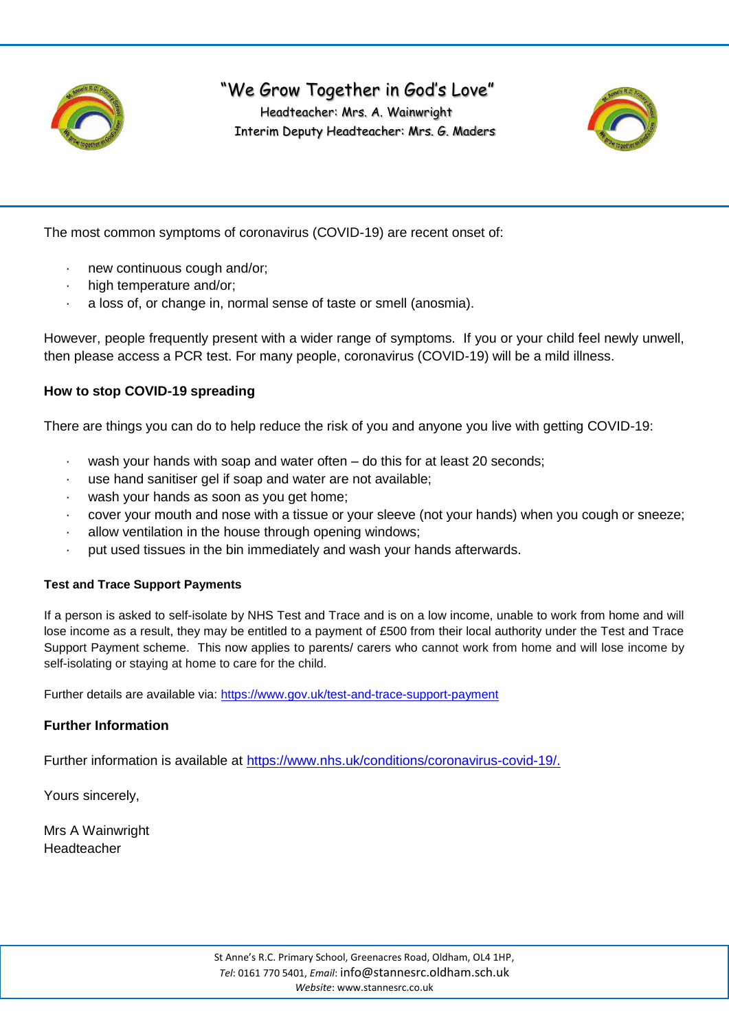"We Grow Together in God's Love"

Headteacher: Mrs. A. Wainwright

Interim Deputy Headteacher: Mrs. G. Maders

The most common symptoms of coronavirus (COVID-19) are recent onset of:

- new continuous cough and/or;
- high temperature and/or;
- a loss of, or change in, normal sense of taste or smell (anosmia).

However, people frequently present with a wider range of symptoms. If you or your child feel newly unwell, then please access a PCR test. For many people, coronavirus (COVID-19) will be a mild illness.

**How to stop COVID-19 spreading**

There are things you can do to help reduce the risk of you and anyone you live with getting COVID-19:

- wash your hands with soap and water often – do this for at least 20 seconds;
- use hand sanitiser gel if soap and water are not available;
- wash your hands as soon as you get home;
- cover your mouth and nose with a tissue or your sleeve (not your hands) when you cough or sneeze;
- allow ventilation in the house through opening windows;
- put used tissues in the bin immediately and wash your hands afterwards.

**Test and Trace Support Payments**

If a person is asked to self-isolate by NHS Test and Trace and is on a low income, unable to work from home and will lose income as a result, they may be entitled to a payment of £500 from their local authority under the Test and Trace Support Payment scheme. This now applies to parents/ carers who cannot work from home and will lose income by self-isolating or staying at home to care for the child.

Further details are available via: https://www.gov.uk/test-and-trace-support-payment

**Further Information**

Further information is available at https://www.nhs.uk/conditions/coronavirus-covid-19/.

Yours sincerely,

Mrs A Wainwright
Headteacher

St Anne's R.C. Primary School, Greenacres Road, Oldham, OL4 1HP,
*Tel*: 0161 770 5401, *Email*: info@stannesrc.oldham.sch.uk
*Website*: www.stannesrc.co.uk